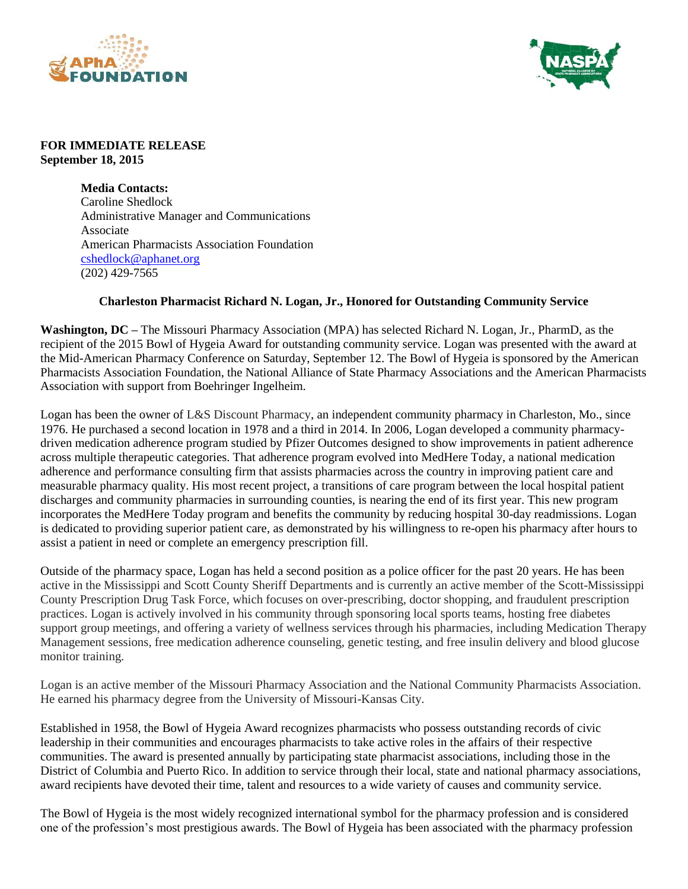**FOR IMMEDIATE RELEASE**
**September 18, 2015**

**Media Contacts:**
Caroline Shedlock
Administrative Manager and Communications Associate
American Pharmacists Association Foundation
cshedlock@aphanet.org
(202) 429-7565

**Charleston Pharmacist Richard N. Logan, Jr., Honored for Outstanding Community Service**

**Washington, DC –** The Missouri Pharmacy Association (MPA) has selected Richard N. Logan, Jr., PharmD, as the recipient of the 2015 Bowl of Hygeia Award for outstanding community service. Logan was presented with the award at the Mid-American Pharmacy Conference on Saturday, September 12. The Bowl of Hygeia is sponsored by the American Pharmacists Association Foundation, the National Alliance of State Pharmacy Associations and the American Pharmacists Association with support from Boehringer Ingelheim.

Logan has been the owner of L&S Discount Pharmacy, an independent community pharmacy in Charleston, Mo., since 1976. He purchased a second location in 1978 and a third in 2014. In 2006, Logan developed a community pharmacy-driven medication adherence program studied by Pfizer Outcomes designed to show improvements in patient adherence across multiple therapeutic categories. That adherence program evolved into MedHere Today, a national medication adherence and performance consulting firm that assists pharmacies across the country in improving patient care and measurable pharmacy quality. His most recent project, a transitions of care program between the local hospital patient discharges and community pharmacies in surrounding counties, is nearing the end of its first year. This new program incorporates the MedHere Today program and benefits the community by reducing hospital 30-day readmissions. Logan is dedicated to providing superior patient care, as demonstrated by his willingness to re-open his pharmacy after hours to assist a patient in need or complete an emergency prescription fill.

Outside of the pharmacy space, Logan has held a second position as a police officer for the past 20 years. He has been active in the Mississippi and Scott County Sheriff Departments and is currently an active member of the Scott-Mississippi County Prescription Drug Task Force, which focuses on over-prescribing, doctor shopping, and fraudulent prescription practices. Logan is actively involved in his community through sponsoring local sports teams, hosting free diabetes support group meetings, and offering a variety of wellness services through his pharmacies, including Medication Therapy Management sessions, free medication adherence counseling, genetic testing, and free insulin delivery and blood glucose monitor training.

Logan is an active member of the Missouri Pharmacy Association and the National Community Pharmacists Association. He earned his pharmacy degree from the University of Missouri-Kansas City.

Established in 1958, the Bowl of Hygeia Award recognizes pharmacists who possess outstanding records of civic leadership in their communities and encourages pharmacists to take active roles in the affairs of their respective communities. The award is presented annually by participating state pharmacist associations, including those in the District of Columbia and Puerto Rico. In addition to service through their local, state and national pharmacy associations, award recipients have devoted their time, talent and resources to a wide variety of causes and community service.

The Bowl of Hygeia is the most widely recognized international symbol for the pharmacy profession and is considered one of the profession's most prestigious awards. The Bowl of Hygeia has been associated with the pharmacy profession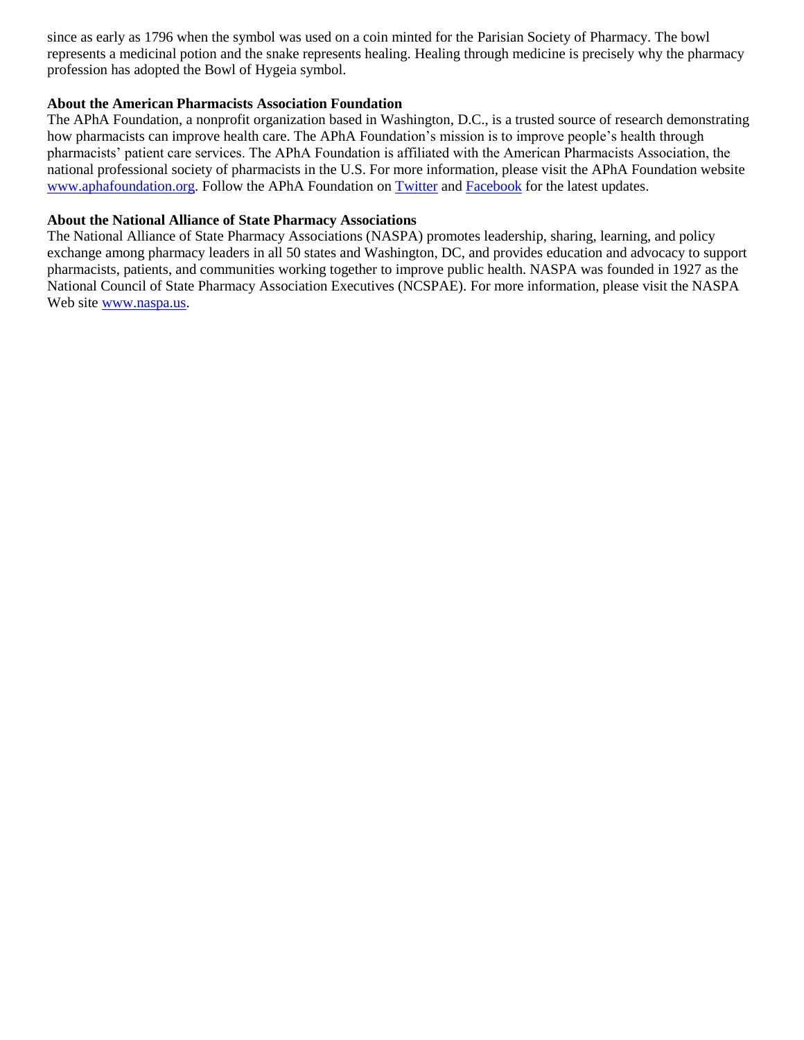since as early as 1796 when the symbol was used on a coin minted for the Parisian Society of Pharmacy. The bowl represents a medicinal potion and the snake represents healing. Healing through medicine is precisely why the pharmacy profession has adopted the Bowl of Hygeia symbol.

**About the American Pharmacists Association Foundation**

The APhA Foundation, a nonprofit organization based in Washington, D.C., is a trusted source of research demonstrating how pharmacists can improve health care. The APhA Foundation's mission is to improve people's health through pharmacists' patient care services. The APhA Foundation is affiliated with the American Pharmacists Association, the national professional society of pharmacists in the U.S. For more information, please visit the APhA Foundation website www.aphafoundation.org. Follow the APhA Foundation on Twitter and Facebook for the latest updates.

**About the National Alliance of State Pharmacy Associations**

The National Alliance of State Pharmacy Associations (NASPA) promotes leadership, sharing, learning, and policy exchange among pharmacy leaders in all 50 states and Washington, DC, and provides education and advocacy to support pharmacists, patients, and communities working together to improve public health. NASPA was founded in 1927 as the National Council of State Pharmacy Association Executives (NCSPAE). For more information, please visit the NASPA Web site www.naspa.us.